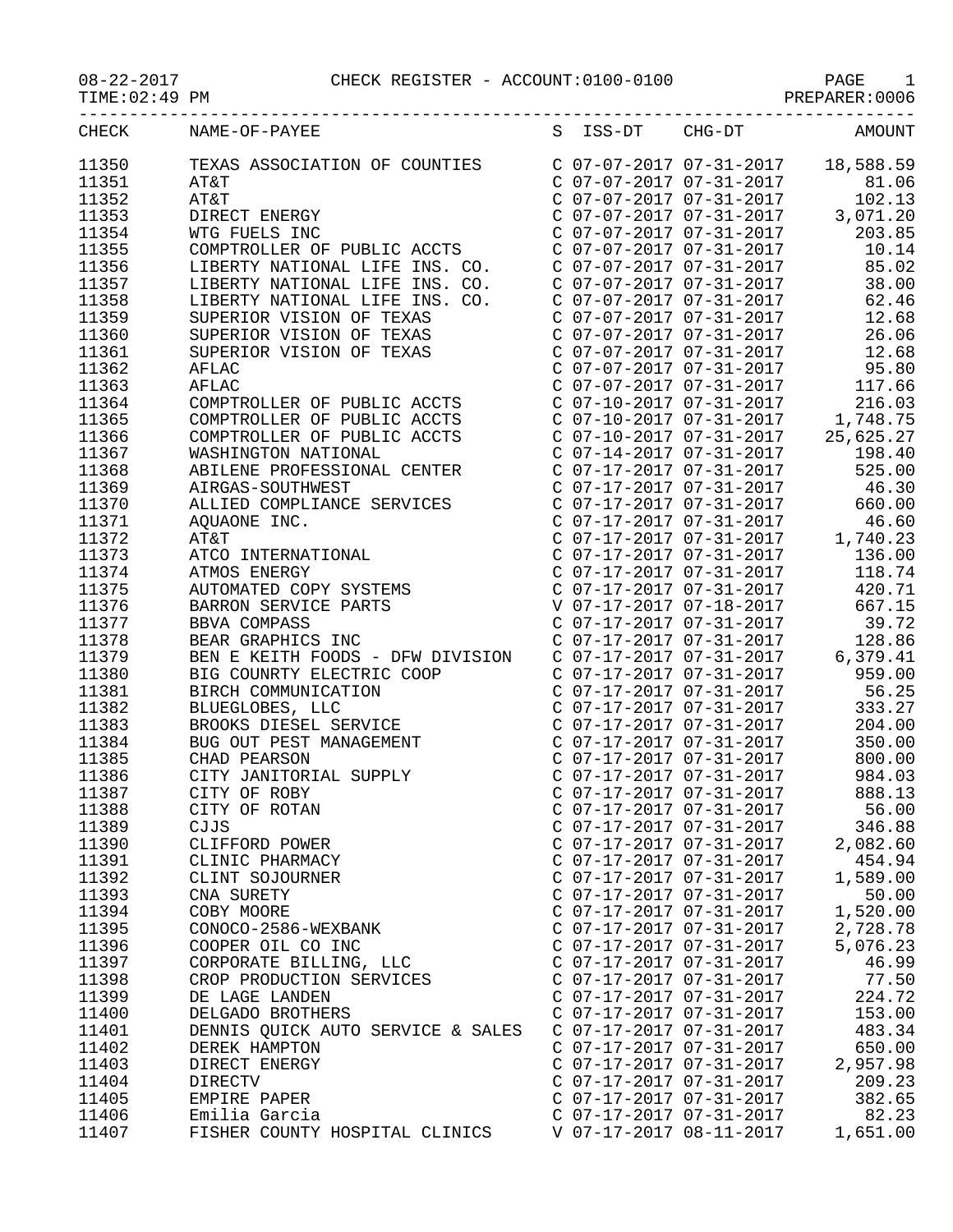CHECK REGISTER - ACCOUNT:0100-0100

08-22-2017
TIME:02:49 PM
PREPARER:0006

| CHECK | NAME-OF-PAYEE | S | ISS-DT | CHG-DT | AMOUNT |
|---|---|---|---|---|---|
| 11350 | TEXAS ASSOCIATION OF COUNTIES | C | 07-07-2017 | 07-31-2017 | 18,588.59 |
| 11351 | AT&T | C | 07-07-2017 | 07-31-2017 | 81.06 |
| 11352 | AT&T | C | 07-07-2017 | 07-31-2017 | 102.13 |
| 11353 | DIRECT ENERGY | C | 07-07-2017 | 07-31-2017 | 3,071.20 |
| 11354 | WTG FUELS INC | C | 07-07-2017 | 07-31-2017 | 203.85 |
| 11355 | COMPTROLLER OF PUBLIC ACCTS | C | 07-07-2017 | 07-31-2017 | 10.14 |
| 11356 | LIBERTY NATIONAL LIFE INS. CO. | C | 07-07-2017 | 07-31-2017 | 85.02 |
| 11357 | LIBERTY NATIONAL LIFE INS. CO. | C | 07-07-2017 | 07-31-2017 | 38.00 |
| 11358 | LIBERTY NATIONAL LIFE INS. CO. | C | 07-07-2017 | 07-31-2017 | 62.46 |
| 11359 | SUPERIOR VISION OF TEXAS | C | 07-07-2017 | 07-31-2017 | 12.68 |
| 11360 | SUPERIOR VISION OF TEXAS | C | 07-07-2017 | 07-31-2017 | 26.06 |
| 11361 | SUPERIOR VISION OF TEXAS | C | 07-07-2017 | 07-31-2017 | 12.68 |
| 11362 | AFLAC | C | 07-07-2017 | 07-31-2017 | 95.80 |
| 11363 | AFLAC | C | 07-07-2017 | 07-31-2017 | 117.66 |
| 11364 | COMPTROLLER OF PUBLIC ACCTS | C | 07-10-2017 | 07-31-2017 | 216.03 |
| 11365 | COMPTROLLER OF PUBLIC ACCTS | C | 07-10-2017 | 07-31-2017 | 1,748.75 |
| 11366 | COMPTROLLER OF PUBLIC ACCTS | C | 07-10-2017 | 07-31-2017 | 25,625.27 |
| 11367 | WASHINGTON NATIONAL | C | 07-14-2017 | 07-31-2017 | 198.40 |
| 11368 | ABILENE PROFESSIONAL CENTER | C | 07-17-2017 | 07-31-2017 | 525.00 |
| 11369 | AIRGAS-SOUTHWEST | C | 07-17-2017 | 07-31-2017 | 46.30 |
| 11370 | ALLIED COMPLIANCE SERVICES | C | 07-17-2017 | 07-31-2017 | 660.00 |
| 11371 | AQUAONE INC. | C | 07-17-2017 | 07-31-2017 | 46.60 |
| 11372 | AT&T | C | 07-17-2017 | 07-31-2017 | 1,740.23 |
| 11373 | ATCO INTERNATIONAL | C | 07-17-2017 | 07-31-2017 | 136.00 |
| 11374 | ATMOS ENERGY | C | 07-17-2017 | 07-31-2017 | 118.74 |
| 11375 | AUTOMATED COPY SYSTEMS | C | 07-17-2017 | 07-31-2017 | 420.71 |
| 11376 | BARRON SERVICE PARTS | V | 07-17-2017 | 07-18-2017 | 667.15 |
| 11377 | BBVA COMPASS | C | 07-17-2017 | 07-31-2017 | 39.72 |
| 11378 | BEAR GRAPHICS INC | C | 07-17-2017 | 07-31-2017 | 128.86 |
| 11379 | BEN E KEITH FOODS - DFW DIVISION | C | 07-17-2017 | 07-31-2017 | 6,379.41 |
| 11380 | BIG COUNRTY ELECTRIC COOP | C | 07-17-2017 | 07-31-2017 | 959.00 |
| 11381 | BIRCH COMMUNICATION | C | 07-17-2017 | 07-31-2017 | 56.25 |
| 11382 | BLUEGLOBES, LLC | C | 07-17-2017 | 07-31-2017 | 333.27 |
| 11383 | BROOKS DIESEL SERVICE | C | 07-17-2017 | 07-31-2017 | 204.00 |
| 11384 | BUG OUT PEST MANAGEMENT | C | 07-17-2017 | 07-31-2017 | 350.00 |
| 11385 | CHAD PEARSON | C | 07-17-2017 | 07-31-2017 | 800.00 |
| 11386 | CITY JANITORIAL SUPPLY | C | 07-17-2017 | 07-31-2017 | 984.03 |
| 11387 | CITY OF ROBY | C | 07-17-2017 | 07-31-2017 | 888.13 |
| 11388 | CITY OF ROTAN | C | 07-17-2017 | 07-31-2017 | 56.00 |
| 11389 | CJJS | C | 07-17-2017 | 07-31-2017 | 346.88 |
| 11390 | CLIFFORD POWER | C | 07-17-2017 | 07-31-2017 | 2,082.60 |
| 11391 | CLINIC PHARMACY | C | 07-17-2017 | 07-31-2017 | 454.94 |
| 11392 | CLINT SOJOURNER | C | 07-17-2017 | 07-31-2017 | 1,589.00 |
| 11393 | CNA SURETY | C | 07-17-2017 | 07-31-2017 | 50.00 |
| 11394 | COBY MOORE | C | 07-17-2017 | 07-31-2017 | 1,520.00 |
| 11395 | CONOCO-2586-WEXBANK | C | 07-17-2017 | 07-31-2017 | 2,728.78 |
| 11396 | COOPER OIL CO INC | C | 07-17-2017 | 07-31-2017 | 5,076.23 |
| 11397 | CORPORATE BILLING, LLC | C | 07-17-2017 | 07-31-2017 | 46.99 |
| 11398 | CROP PRODUCTION SERVICES | C | 07-17-2017 | 07-31-2017 | 77.50 |
| 11399 | DE LAGE LANDEN | C | 07-17-2017 | 07-31-2017 | 224.72 |
| 11400 | DELGADO BROTHERS | C | 07-17-2017 | 07-31-2017 | 153.00 |
| 11401 | DENNIS QUICK AUTO SERVICE & SALES | C | 07-17-2017 | 07-31-2017 | 483.34 |
| 11402 | DEREK HAMPTON | C | 07-17-2017 | 07-31-2017 | 650.00 |
| 11403 | DIRECT ENERGY | C | 07-17-2017 | 07-31-2017 | 2,957.98 |
| 11404 | DIRECTV | C | 07-17-2017 | 07-31-2017 | 209.23 |
| 11405 | EMPIRE PAPER | C | 07-17-2017 | 07-31-2017 | 382.65 |
| 11406 | Emilia Garcia | C | 07-17-2017 | 07-31-2017 | 82.23 |
| 11407 | FISHER COUNTY HOSPITAL CLINICS | V | 07-17-2017 | 08-11-2017 | 1,651.00 |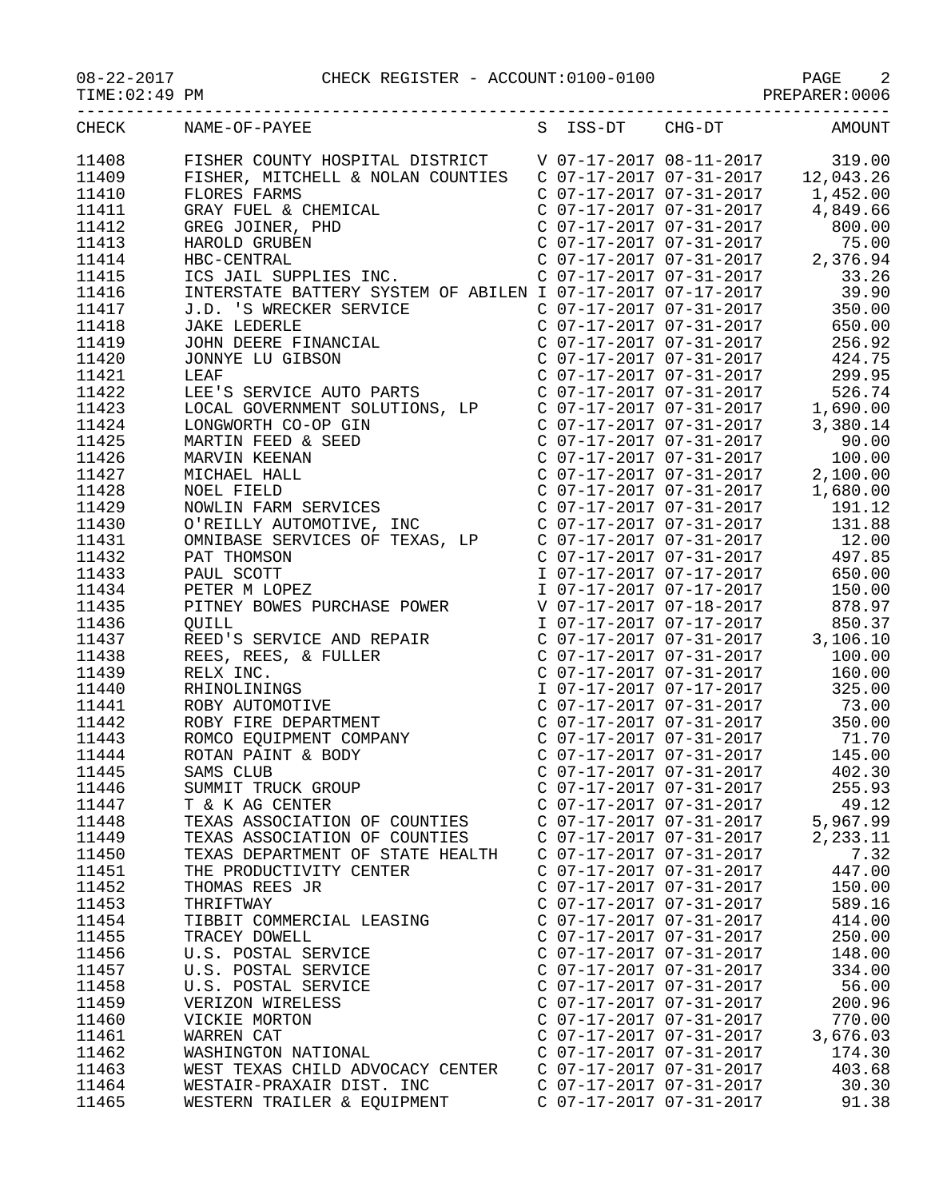| CHECK | NAME-OF-PAYEE | S | ISS-DT | CHG-DT | AMOUNT |
|---|---|---|---|---|---|
| 11408 | FISHER COUNTY HOSPITAL DISTRICT | V | 07-17-2017 | 08-11-2017 | 319.00 |
| 11409 | FISHER, MITCHELL & NOLAN COUNTIES | C | 07-17-2017 | 07-31-2017 | 12,043.26 |
| 11410 | FLORES FARMS | C | 07-17-2017 | 07-31-2017 | 1,452.00 |
| 11411 | GRAY FUEL & CHEMICAL | C | 07-17-2017 | 07-31-2017 | 4,849.66 |
| 11412 | GREG JOINER, PHD | C | 07-17-2017 | 07-31-2017 | 800.00 |
| 11413 | HAROLD GRUBEN | C | 07-17-2017 | 07-31-2017 | 75.00 |
| 11414 | HBC-CENTRAL | C | 07-17-2017 | 07-31-2017 | 2,376.94 |
| 11415 | ICS JAIL SUPPLIES INC. | C | 07-17-2017 | 07-31-2017 | 33.26 |
| 11416 | INTERSTATE BATTERY SYSTEM OF ABILEN | I | 07-17-2017 | 07-17-2017 | 39.90 |
| 11417 | J.D. 'S WRECKER SERVICE | C | 07-17-2017 | 07-31-2017 | 350.00 |
| 11418 | JAKE LEDERLE | C | 07-17-2017 | 07-31-2017 | 650.00 |
| 11419 | JOHN DEERE FINANCIAL | C | 07-17-2017 | 07-31-2017 | 256.92 |
| 11420 | JONNYE LU GIBSON | C | 07-17-2017 | 07-31-2017 | 424.75 |
| 11421 | LEAF | C | 07-17-2017 | 07-31-2017 | 299.95 |
| 11422 | LEE'S SERVICE AUTO PARTS | C | 07-17-2017 | 07-31-2017 | 526.74 |
| 11423 | LOCAL GOVERNMENT SOLUTIONS, LP | C | 07-17-2017 | 07-31-2017 | 1,690.00 |
| 11424 | LONGWORTH CO-OP GIN | C | 07-17-2017 | 07-31-2017 | 3,380.14 |
| 11425 | MARTIN FEED & SEED | C | 07-17-2017 | 07-31-2017 | 90.00 |
| 11426 | MARVIN KEENAN | C | 07-17-2017 | 07-31-2017 | 100.00 |
| 11427 | MICHAEL HALL | C | 07-17-2017 | 07-31-2017 | 2,100.00 |
| 11428 | NOEL FIELD | C | 07-17-2017 | 07-31-2017 | 1,680.00 |
| 11429 | NOWLIN FARM SERVICES | C | 07-17-2017 | 07-31-2017 | 191.12 |
| 11430 | O'REILLY AUTOMOTIVE, INC | C | 07-17-2017 | 07-31-2017 | 131.88 |
| 11431 | OMNIBASE SERVICES OF TEXAS, LP | C | 07-17-2017 | 07-31-2017 | 12.00 |
| 11432 | PAT THOMSON | C | 07-17-2017 | 07-31-2017 | 497.85 |
| 11433 | PAUL SCOTT | I | 07-17-2017 | 07-17-2017 | 650.00 |
| 11434 | PETER M LOPEZ | I | 07-17-2017 | 07-17-2017 | 150.00 |
| 11435 | PITNEY BOWES PURCHASE POWER | V | 07-17-2017 | 07-18-2017 | 878.97 |
| 11436 | QUILL | I | 07-17-2017 | 07-17-2017 | 850.37 |
| 11437 | REED'S SERVICE AND REPAIR | C | 07-17-2017 | 07-31-2017 | 3,106.10 |
| 11438 | REES, REES, & FULLER | C | 07-17-2017 | 07-31-2017 | 100.00 |
| 11439 | RELX INC. | C | 07-17-2017 | 07-31-2017 | 160.00 |
| 11440 | RHINOLININGS | I | 07-17-2017 | 07-17-2017 | 325.00 |
| 11441 | ROBY AUTOMOTIVE | C | 07-17-2017 | 07-31-2017 | 73.00 |
| 11442 | ROBY FIRE DEPARTMENT | C | 07-17-2017 | 07-31-2017 | 350.00 |
| 11443 | ROMCO EQUIPMENT COMPANY | C | 07-17-2017 | 07-31-2017 | 71.70 |
| 11444 | ROTAN PAINT & BODY | C | 07-17-2017 | 07-31-2017 | 145.00 |
| 11445 | SAMS CLUB | C | 07-17-2017 | 07-31-2017 | 402.30 |
| 11446 | SUMMIT TRUCK GROUP | C | 07-17-2017 | 07-31-2017 | 255.93 |
| 11447 | T & K AG CENTER | C | 07-17-2017 | 07-31-2017 | 49.12 |
| 11448 | TEXAS ASSOCIATION OF COUNTIES | C | 07-17-2017 | 07-31-2017 | 5,967.99 |
| 11449 | TEXAS ASSOCIATION OF COUNTIES | C | 07-17-2017 | 07-31-2017 | 2,233.11 |
| 11450 | TEXAS DEPARTMENT OF STATE HEALTH | C | 07-17-2017 | 07-31-2017 | 7.32 |
| 11451 | THE PRODUCTIVITY CENTER | C | 07-17-2017 | 07-31-2017 | 447.00 |
| 11452 | THOMAS REES JR | C | 07-17-2017 | 07-31-2017 | 150.00 |
| 11453 | THRIFTWAY | C | 07-17-2017 | 07-31-2017 | 589.16 |
| 11454 | TIBBIT COMMERCIAL LEASING | C | 07-17-2017 | 07-31-2017 | 414.00 |
| 11455 | TRACEY DOWELL | C | 07-17-2017 | 07-31-2017 | 250.00 |
| 11456 | U.S. POSTAL SERVICE | C | 07-17-2017 | 07-31-2017 | 148.00 |
| 11457 | U.S. POSTAL SERVICE | C | 07-17-2017 | 07-31-2017 | 334.00 |
| 11458 | U.S. POSTAL SERVICE | C | 07-17-2017 | 07-31-2017 | 56.00 |
| 11459 | VERIZON WIRELESS | C | 07-17-2017 | 07-31-2017 | 200.96 |
| 11460 | VICKIE MORTON | C | 07-17-2017 | 07-31-2017 | 770.00 |
| 11461 | WARREN CAT | C | 07-17-2017 | 07-31-2017 | 3,676.03 |
| 11462 | WASHINGTON NATIONAL | C | 07-17-2017 | 07-31-2017 | 174.30 |
| 11463 | WEST TEXAS CHILD ADVOCACY CENTER | C | 07-17-2017 | 07-31-2017 | 403.68 |
| 11464 | WESTAIR-PRAXAIR DIST. INC | C | 07-17-2017 | 07-31-2017 | 30.30 |
| 11465 | WESTERN TRAILER & EQUIPMENT | C | 07-17-2017 | 07-31-2017 | 91.38 |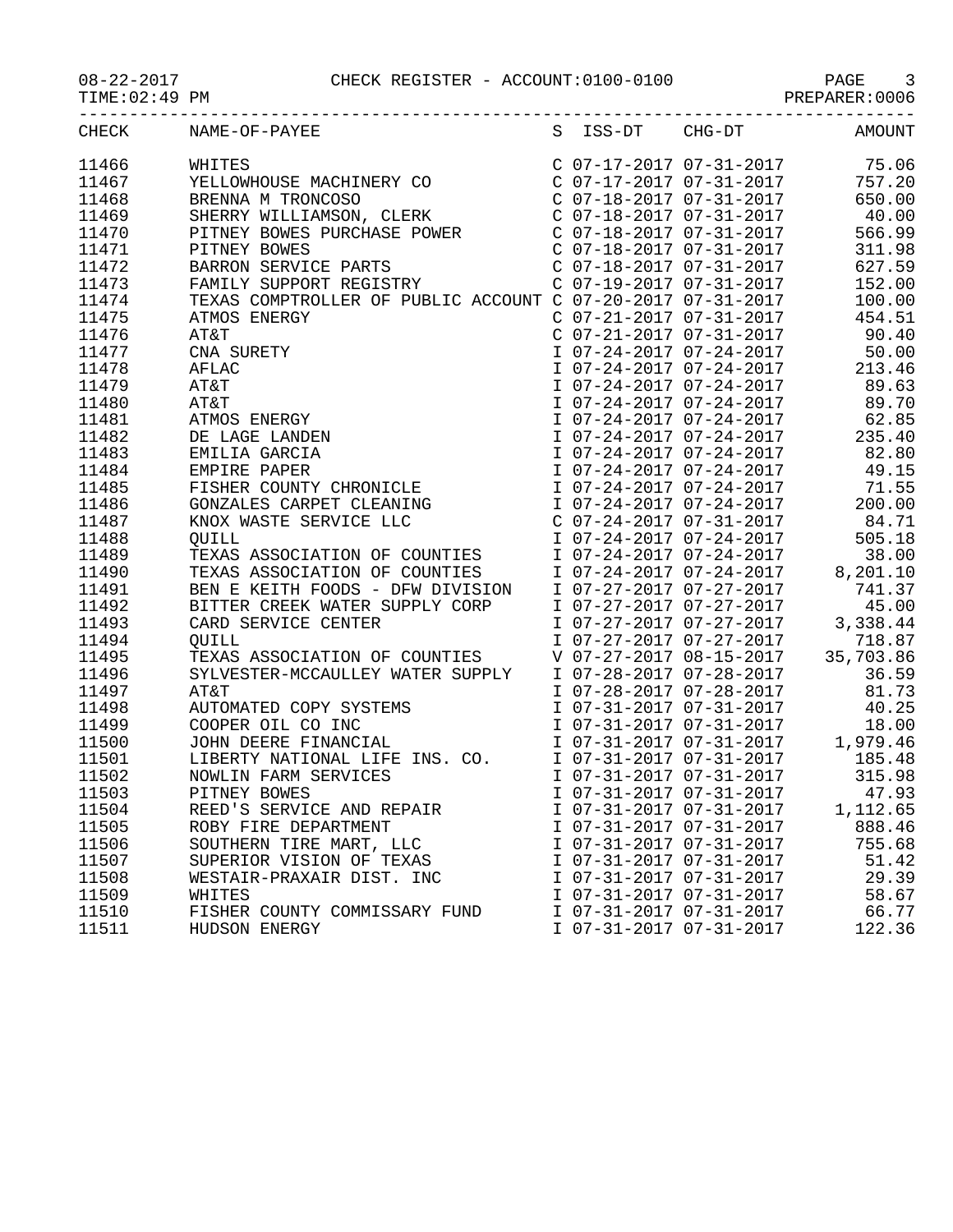CHECK REGISTER - ACCOUNT:0100-0100

08-22-2017
TIME:02:49 PM

PREPARER:0006

| CHECK | NAME-OF-PAYEE | S | ISS-DT | CHG-DT | AMOUNT |
|---|---|---|---|---|---|
| 11466 | WHITES | C | 07-17-2017 | 07-31-2017 | 75.06 |
| 11467 | YELLOWHOUSE MACHINERY CO | C | 07-17-2017 | 07-31-2017 | 757.20 |
| 11468 | BRENNA M TRONCOSO | C | 07-18-2017 | 07-31-2017 | 650.00 |
| 11469 | SHERRY WILLIAMSON, CLERK | C | 07-18-2017 | 07-31-2017 | 40.00 |
| 11470 | PITNEY BOWES PURCHASE POWER | C | 07-18-2017 | 07-31-2017 | 566.99 |
| 11471 | PITNEY BOWES | C | 07-18-2017 | 07-31-2017 | 311.98 |
| 11472 | BARRON SERVICE PARTS | C | 07-18-2017 | 07-31-2017 | 627.59 |
| 11473 | FAMILY SUPPORT REGISTRY | C | 07-19-2017 | 07-31-2017 | 152.00 |
| 11474 | TEXAS COMPTROLLER OF PUBLIC ACCOUNT | C | 07-20-2017 | 07-31-2017 | 100.00 |
| 11475 | ATMOS ENERGY | C | 07-21-2017 | 07-31-2017 | 454.51 |
| 11476 | AT&T | C | 07-21-2017 | 07-31-2017 | 90.40 |
| 11477 | CNA SURETY | I | 07-24-2017 | 07-24-2017 | 50.00 |
| 11478 | AFLAC | I | 07-24-2017 | 07-24-2017 | 213.46 |
| 11479 | AT&T | I | 07-24-2017 | 07-24-2017 | 89.63 |
| 11480 | AT&T | I | 07-24-2017 | 07-24-2017 | 89.70 |
| 11481 | ATMOS ENERGY | I | 07-24-2017 | 07-24-2017 | 62.85 |
| 11482 | DE LAGE LANDEN | I | 07-24-2017 | 07-24-2017 | 235.40 |
| 11483 | EMILIA GARCIA | I | 07-24-2017 | 07-24-2017 | 82.80 |
| 11484 | EMPIRE PAPER | I | 07-24-2017 | 07-24-2017 | 49.15 |
| 11485 | FISHER COUNTY CHRONICLE | I | 07-24-2017 | 07-24-2017 | 71.55 |
| 11486 | GONZALES CARPET CLEANING | I | 07-24-2017 | 07-24-2017 | 200.00 |
| 11487 | KNOX WASTE SERVICE LLC | C | 07-24-2017 | 07-31-2017 | 84.71 |
| 11488 | QUILL | I | 07-24-2017 | 07-24-2017 | 505.18 |
| 11489 | TEXAS ASSOCIATION OF COUNTIES | I | 07-24-2017 | 07-24-2017 | 38.00 |
| 11490 | TEXAS ASSOCIATION OF COUNTIES | I | 07-24-2017 | 07-24-2017 | 8,201.10 |
| 11491 | BEN E KEITH FOODS - DFW DIVISION | I | 07-27-2017 | 07-27-2017 | 741.37 |
| 11492 | BITTER CREEK WATER SUPPLY CORP | I | 07-27-2017 | 07-27-2017 | 45.00 |
| 11493 | CARD SERVICE CENTER | I | 07-27-2017 | 07-27-2017 | 3,338.44 |
| 11494 | QUILL | I | 07-27-2017 | 07-27-2017 | 718.87 |
| 11495 | TEXAS ASSOCIATION OF COUNTIES | V | 07-27-2017 | 08-15-2017 | 35,703.86 |
| 11496 | SYLVESTER-MCCAULLEY WATER SUPPLY | I | 07-28-2017 | 07-28-2017 | 36.59 |
| 11497 | AT&T | I | 07-28-2017 | 07-28-2017 | 81.73 |
| 11498 | AUTOMATED COPY SYSTEMS | I | 07-31-2017 | 07-31-2017 | 40.25 |
| 11499 | COOPER OIL CO INC | I | 07-31-2017 | 07-31-2017 | 18.00 |
| 11500 | JOHN DEERE FINANCIAL | I | 07-31-2017 | 07-31-2017 | 1,979.46 |
| 11501 | LIBERTY NATIONAL LIFE INS. CO. | I | 07-31-2017 | 07-31-2017 | 185.48 |
| 11502 | NOWLIN FARM SERVICES | I | 07-31-2017 | 07-31-2017 | 315.98 |
| 11503 | PITNEY BOWES | I | 07-31-2017 | 07-31-2017 | 47.93 |
| 11504 | REED'S SERVICE AND REPAIR | I | 07-31-2017 | 07-31-2017 | 1,112.65 |
| 11505 | ROBY FIRE DEPARTMENT | I | 07-31-2017 | 07-31-2017 | 888.46 |
| 11506 | SOUTHERN TIRE MART, LLC | I | 07-31-2017 | 07-31-2017 | 755.68 |
| 11507 | SUPERIOR VISION OF TEXAS | I | 07-31-2017 | 07-31-2017 | 51.42 |
| 11508 | WESTAIR-PRAXAIR DIST. INC | I | 07-31-2017 | 07-31-2017 | 29.39 |
| 11509 | WHITES | I | 07-31-2017 | 07-31-2017 | 58.67 |
| 11510 | FISHER COUNTY COMMISSARY FUND | I | 07-31-2017 | 07-31-2017 | 66.77 |
| 11511 | HUDSON ENERGY | I | 07-31-2017 | 07-31-2017 | 122.36 |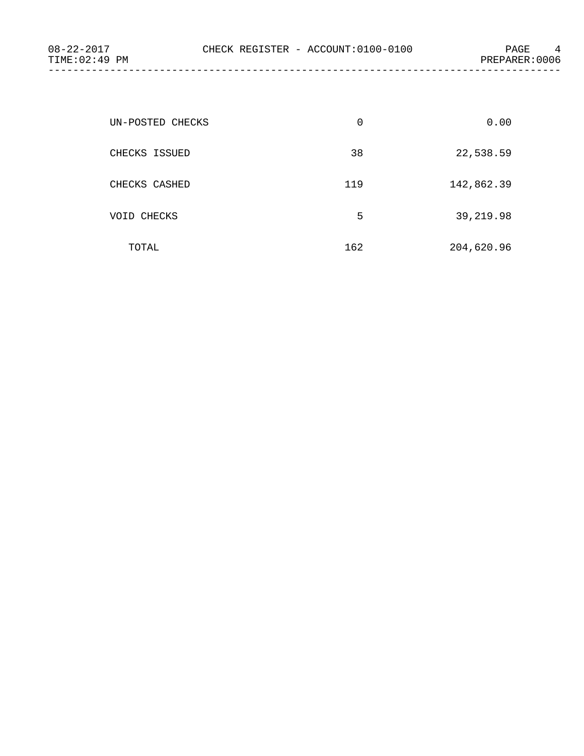08-22-2017 CHECK REGISTER - ACCOUNT:0100-0100

TIME:02:49 PM PREPARER:0006

| | | |
|---|---|---|
| UN-POSTED CHECKS | 0 | 0.00 |
| CHECKS ISSUED | 38 | 22,538.59 |
| CHECKS CASHED | 119 | 142,862.39 |
| VOID CHECKS | 5 | 39,219.98 |
| TOTAL | 162 | 204,620.96 |